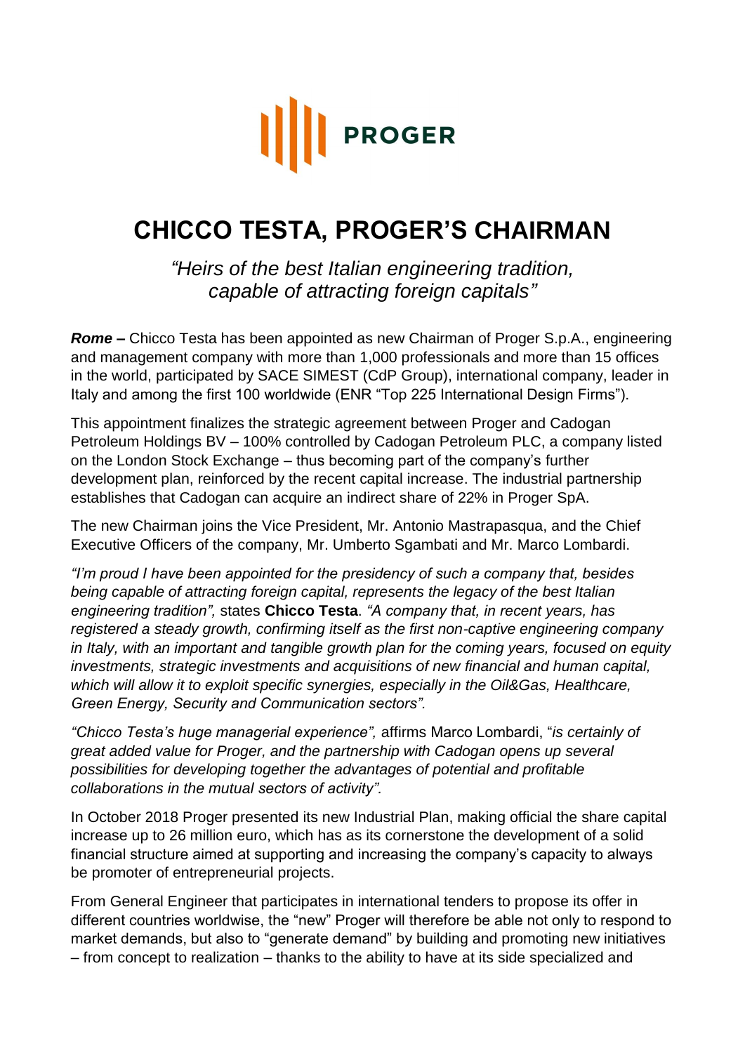PROGER

# CHICCO TESTA, PROGER'S CHAIRMAN

*"Heirs of the best Italian engineering tradition, capable of attracting foreign capitals"*

***Rome –*** Chicco Testa has been appointed as new Chairman of Proger S.p.A., engineering and management company with more than 1,000 professionals and more than 15 offices in the world, participated by SACE SIMEST (CdP Group), international company, leader in Italy and among the first 100 worldwide (ENR "Top 225 International Design Firms").

This appointment finalizes the strategic agreement between Proger and Cadogan Petroleum Holdings BV – 100% controlled by Cadogan Petroleum PLC, a company listed on the London Stock Exchange – thus becoming part of the company's further development plan, reinforced by the recent capital increase. The industrial partnership establishes that Cadogan can acquire an indirect share of 22% in Proger SpA.

The new Chairman joins the Vice President, Mr. Antonio Mastrapasqua, and the Chief Executive Officers of the company, Mr. Umberto Sgambati and Mr. Marco Lombardi.

*"I'm proud I have been appointed for the presidency of such a company that, besides being capable of attracting foreign capital, represents the legacy of the best Italian engineering tradition",* states **Chicco Testa**. *"A company that, in recent years, has registered a steady growth, confirming itself as the first non-captive engineering company in Italy, with an important and tangible growth plan for the coming years, focused on equity investments, strategic investments and acquisitions of new financial and human capital, which will allow it to exploit specific synergies, especially in the Oil&Gas, Healthcare, Green Energy, Security and Communication sectors".*

*"Chicco Testa's huge managerial experience",* affirms Marco Lombardi, "*is certainly of great added value for Proger, and the partnership with Cadogan opens up several possibilities for developing together the advantages of potential and profitable collaborations in the mutual sectors of activity".*

In October 2018 Proger presented its new Industrial Plan, making official the share capital increase up to 26 million euro, which has as its cornerstone the development of a solid financial structure aimed at supporting and increasing the company's capacity to always be promoter of entrepreneurial projects.

From General Engineer that participates in international tenders to propose its offer in different countries worldwise, the "new" Proger will therefore be able not only to respond to market demands, but also to "generate demand" by building and promoting new initiatives – from concept to realization – thanks to the ability to have at its side specialized and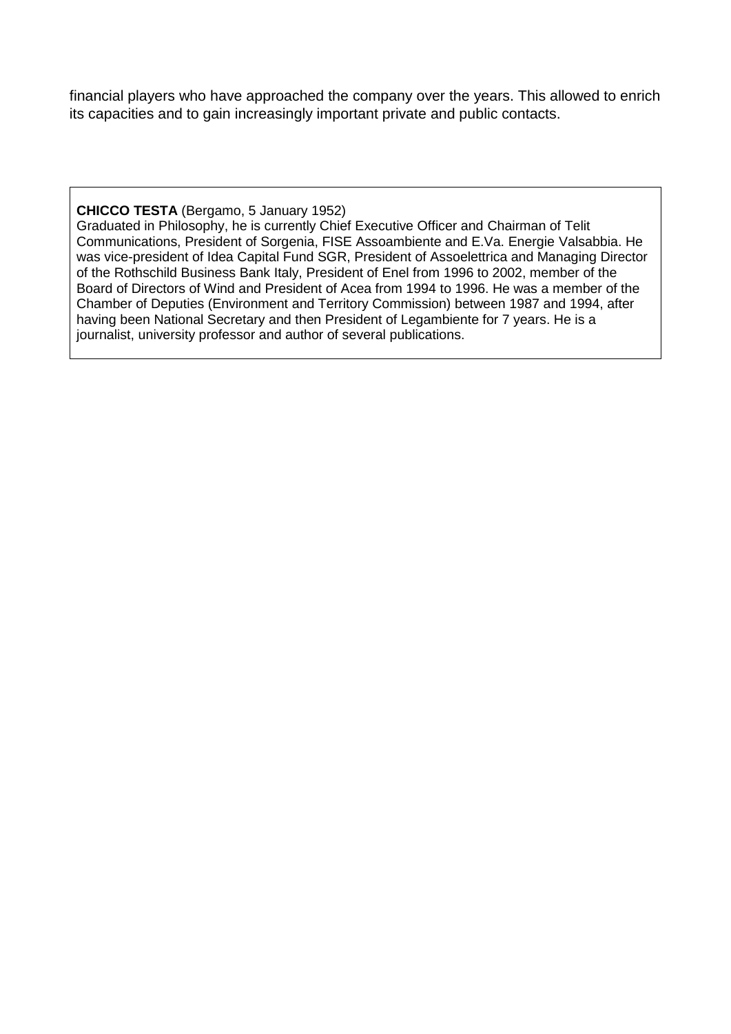financial players who have approached the company over the years. This allowed to enrich its capacities and to gain increasingly important private and public contacts.

**CHICCO TESTA** (Bergamo, 5 January 1952)
Graduated in Philosophy, he is currently Chief Executive Officer and Chairman of Telit Communications, President of Sorgenia, FISE Assoambiente and E.Va. Energie Valsabbia. He was vice-president of Idea Capital Fund SGR, President of Assoelettrica and Managing Director of the Rothschild Business Bank Italy, President of Enel from 1996 to 2002, member of the Board of Directors of Wind and President of Acea from 1994 to 1996. He was a member of the Chamber of Deputies (Environment and Territory Commission) between 1987 and 1994, after having been National Secretary and then President of Legambiente for 7 years. He is a journalist, university professor and author of several publications.